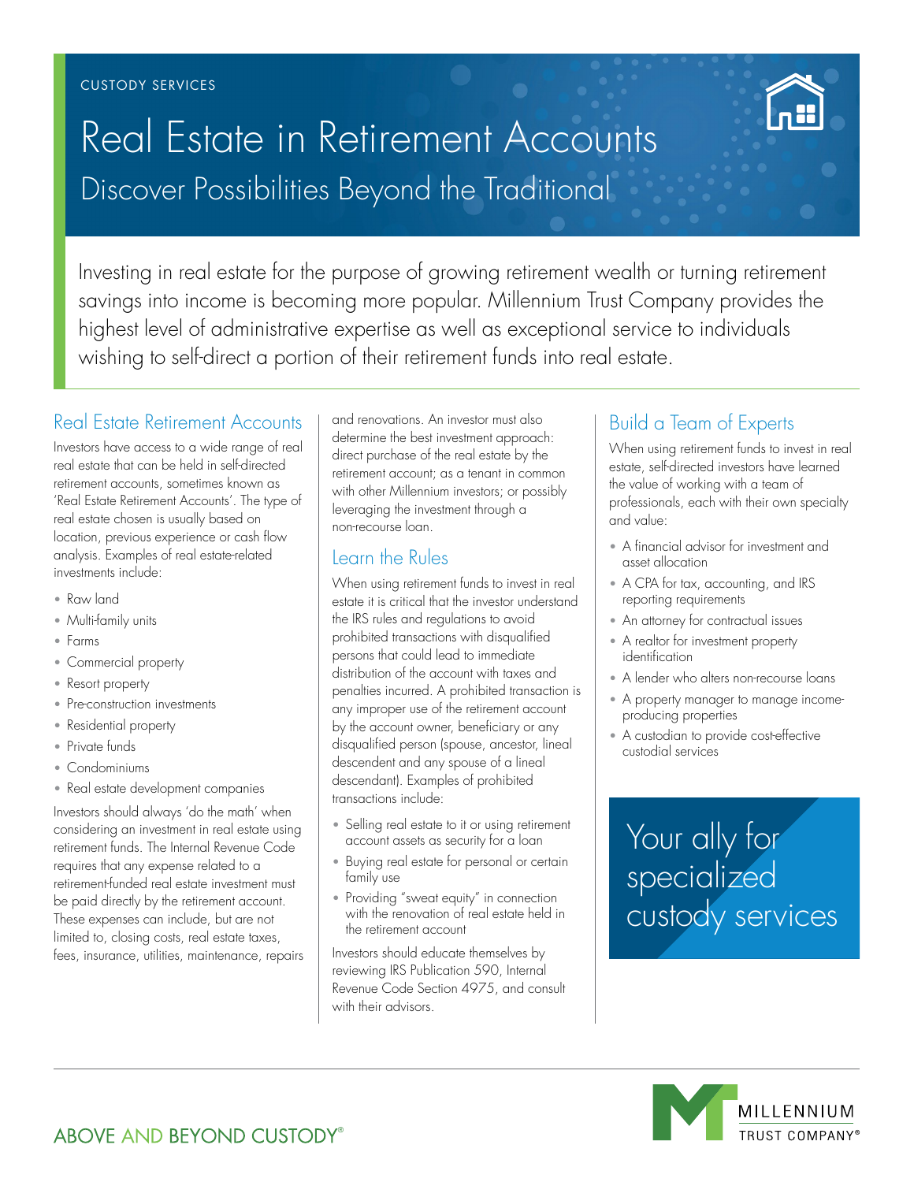CUSTODY SERVICES

# Real Estate in Retirement Accounts

## Discover Possibilities Beyond the Traditional

Investing in real estate for the purpose of growing retirement wealth or turning retirement savings into income is becoming more popular. Millennium Trust Company provides the highest level of administrative expertise as well as exceptional service to individuals wishing to self-direct a portion of their retirement funds into real estate.

### Real Estate Retirement Accounts

Investors have access to a wide range of real real estate that can be held in self-directed retirement accounts, sometimes known as 'Real Estate Retirement Accounts'. The type of real estate chosen is usually based on location, previous experience or cash flow analysis. Examples of real estate-related investments include:

- Raw land
- Multi-family units
- Farms
- Commercial property
- Resort property
- Pre-construction investments
- Residential property
- Private funds
- Condominiums
- Real estate development companies

Investors should always 'do the math' when considering an investment in real estate using retirement funds. The Internal Revenue Code requires that any expense related to a retirement-funded real estate investment must be paid directly by the retirement account. These expenses can include, but are not limited to, closing costs, real estate taxes, fees, insurance, utilities, maintenance, repairs and renovations. An investor must also determine the best investment approach: direct purchase of the real estate by the retirement account; as a tenant in common with other Millennium investors; or possibly leveraging the investment through a non-recourse loan.

### Learn the Rules

When using retirement funds to invest in real estate it is critical that the investor understand the IRS rules and regulations to avoid prohibited transactions with disqualified persons that could lead to immediate distribution of the account with taxes and penalties incurred. A prohibited transaction is any improper use of the retirement account by the account owner, beneficiary or any disqualified person (spouse, ancestor, lineal descendent and any spouse of a lineal descendant). Examples of prohibited transactions include:

- Selling real estate to it or using retirement account assets as security for a loan
- Buying real estate for personal or certain family use
- Providing "sweat equity" in connection with the renovation of real estate held in the retirement account

Investors should educate themselves by reviewing IRS Publication 590, Internal Revenue Code Section 4975, and consult with their advisors.

### Build a Team of Experts

When using retirement funds to invest in real estate, self-directed investors have learned the value of working with a team of professionals, each with their own specialty and value:

- A financial advisor for investment and asset allocation
- A CPA for tax, accounting, and IRS reporting requirements
- An attorney for contractual issues
- A realtor for investment property identification
- A lender who alters non-recourse loans
- A property manager to manage income-producing properties
- A custodian to provide cost-effective custodial services

Your ally for specialized custody services

ABOVE AND BEYOND CUSTODY®

MILLENNIUM TRUST COMPANY®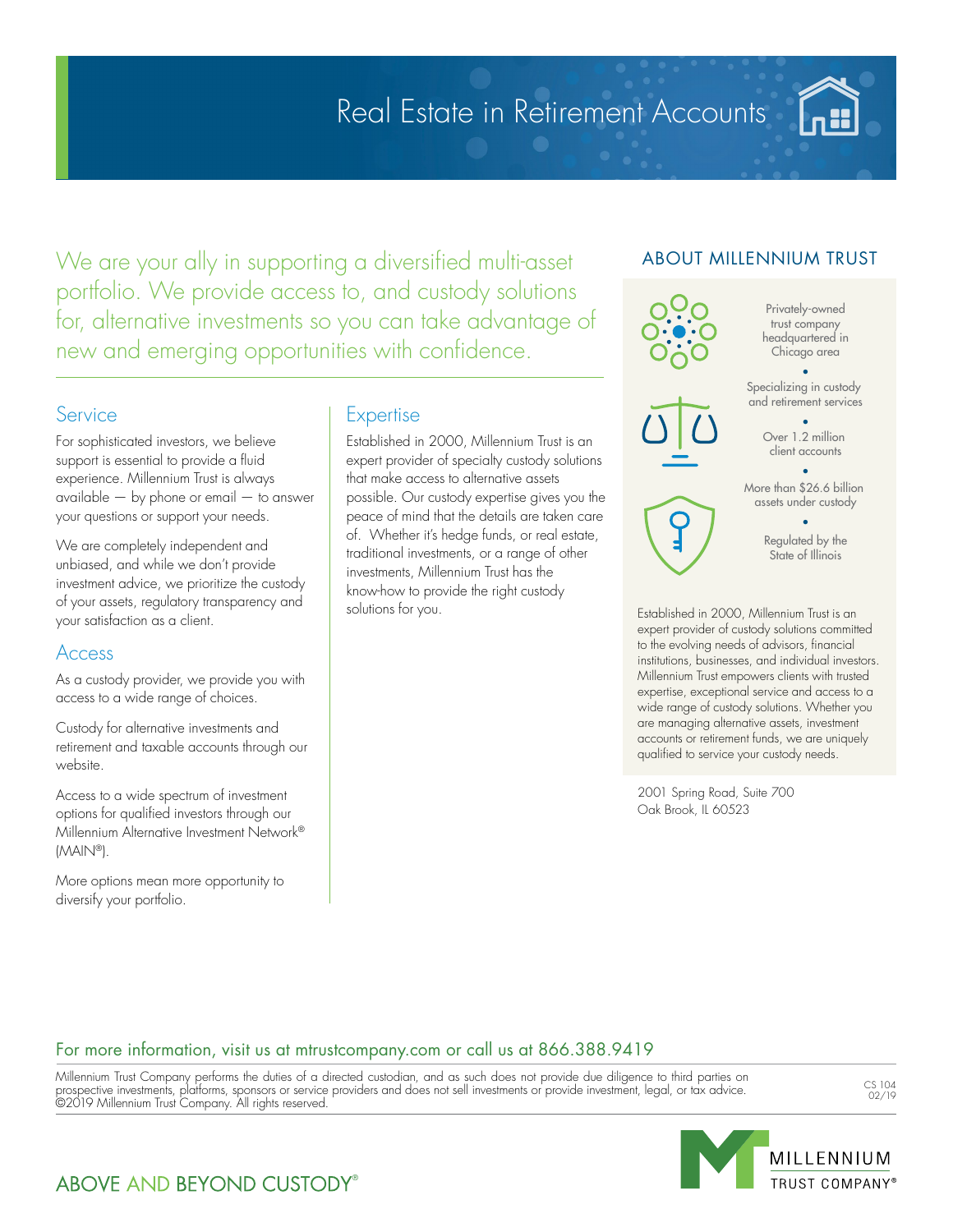# Real Estate in Retirement Accounts

We are your ally in supporting a diversified multi-asset portfolio. We provide access to, and custody solutions for, alternative investments so you can take advantage of new and emerging opportunities with confidence.

## Service

For sophisticated investors, we believe support is essential to provide a fluid experience. Millennium Trust is always available — by phone or email — to answer your questions or support your needs.

We are completely independent and unbiased, and while we don't provide investment advice, we prioritize the custody of your assets, regulatory transparency and your satisfaction as a client.

## Access

As a custody provider, we provide you with access to a wide range of choices.

Custody for alternative investments and retirement and taxable accounts through our website.

Access to a wide spectrum of investment options for qualified investors through our Millennium Alternative Investment Network® (MAIN®).

More options mean more opportunity to diversify your portfolio.

## Expertise

Established in 2000, Millennium Trust is an expert provider of specialty custody solutions that make access to alternative assets possible. Our custody expertise gives you the peace of mind that the details are taken care of. Whether it's hedge funds, or real estate, traditional investments, or a range of other investments, Millennium Trust has the know-how to provide the right custody solutions for you.

## ABOUT MILLENNIUM TRUST

- Privately-owned trust company headquartered in Chicago area
- Specializing in custody and retirement services
- Over 1.2 million client accounts
- More than $26.6 billion assets under custody
- Regulated by the State of Illinois

Established in 2000, Millennium Trust is an expert provider of custody solutions committed to the evolving needs of advisors, financial institutions, businesses, and individual investors. Millennium Trust empowers clients with trusted expertise, exceptional service and access to a wide range of custody solutions. Whether you are managing alternative assets, investment accounts or retirement funds, we are uniquely qualified to service your custody needs.

2001 Spring Road, Suite 700
Oak Brook, IL 60523

For more information, visit us at mtrustcompany.com or call us at 866.388.9419

Millennium Trust Company performs the duties of a directed custodian, and as such does not provide due diligence to third parties on prospective investments, platforms, sponsors or service providers and does not sell investments or provide investment, legal, or tax advice.
©2019 Millennium Trust Company. All rights reserved.

CS 104
02/19

ABOVE AND BEYOND CUSTODY®

MILLENNIUM TRUST COMPANY®